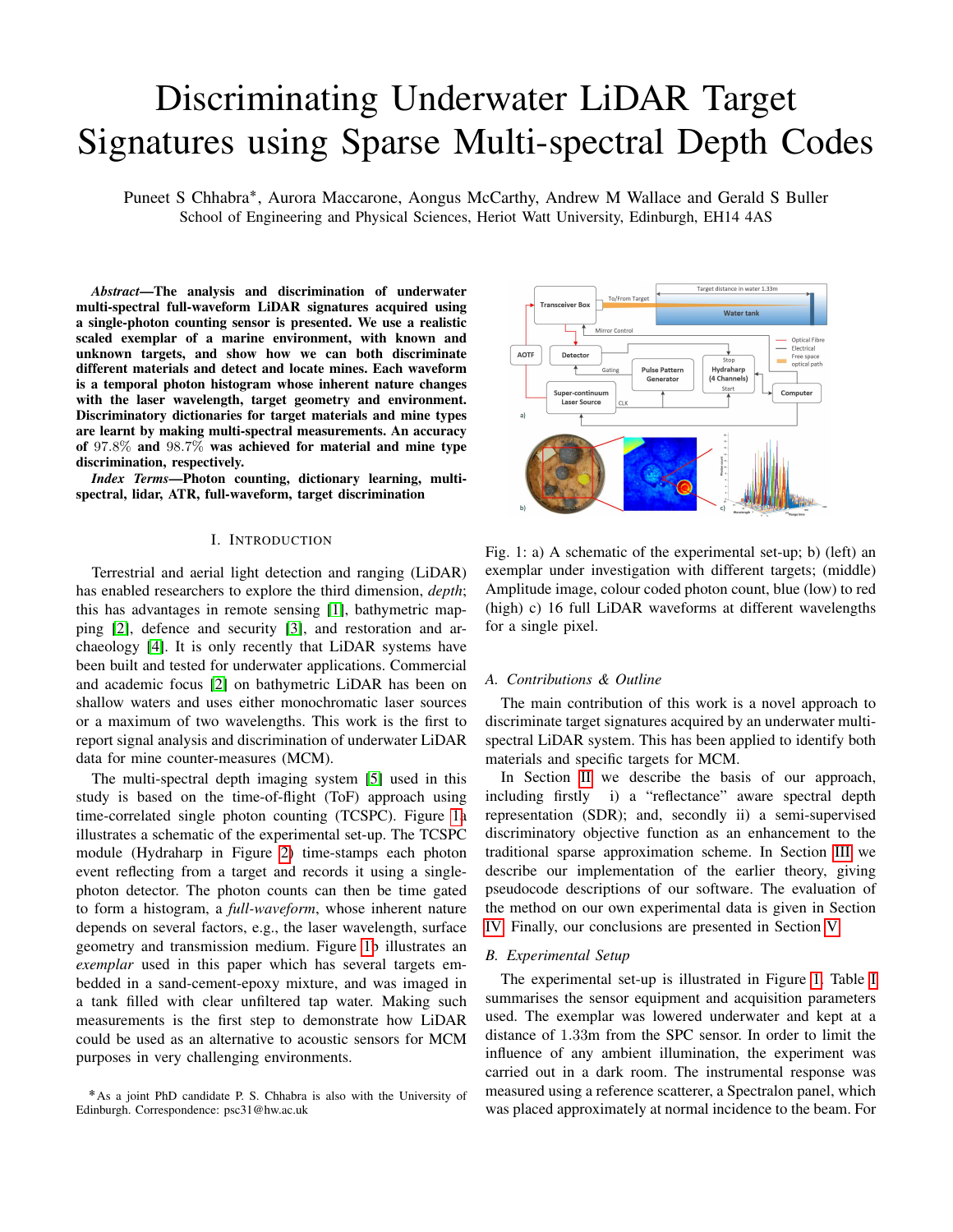# Discriminating Underwater LiDAR Target Signatures using Sparse Multi-spectral Depth Codes

Puneet S Chhabra*, Aurora Maccarone, Aongus McCarthy, Andrew M Wallace and Gerald S Buller
School of Engineering and Physical Sciences, Heriot Watt University, Edinburgh, EH14 4AS

***Abstract*—The analysis and discrimination of underwater multi-spectral full-waveform LiDAR signatures acquired using a single-photon counting sensor is presented. We use a realistic scaled exemplar of a marine environment, with known and unknown targets, and show how we can both discriminate different materials and detect and locate mines. Each waveform is a temporal photon histogram whose inherent nature changes with the laser wavelength, target geometry and environment. Discriminatory dictionaries for target materials and mine types are learnt by making multi-spectral measurements. An accuracy of $97.8\%$ and $98.7\%$ was achieved for material and mine type discrimination, respectively.**

***Index Terms*—Photon counting, dictionary learning, multi-spectral, lidar, ATR, full-waveform, target discrimination**

## I. Introduction

Terrestrial and aerial light detection and ranging (LiDAR) has enabled researchers to explore the third dimension, *depth*; this has advantages in remote sensing [1], bathymetric mapping [2], defence and security [3], and restoration and archaeology [4]. It is only recently that LiDAR systems have been built and tested for underwater applications. Commercial and academic focus [2] on bathymetric LiDAR has been on shallow waters and uses either monochromatic laser sources or a maximum of two wavelengths. This work is the first to report signal analysis and discrimination of underwater LiDAR data for mine counter-measures (MCM).

The multi-spectral depth imaging system [5] used in this study is based on the time-of-flight (ToF) approach using time-correlated single photon counting (TCSPC). Figure 1a illustrates a schematic of the experimental set-up. The TCSPC module (Hydraharp in Figure 2) time-stamps each photon event reflecting from a target and records it using a single-photon detector. The photon counts can then be time gated to form a histogram, a *full-waveform*, whose inherent nature depends on several factors, e.g., the laser wavelength, surface geometry and transmission medium. Figure 1b illustrates an *exemplar* used in this paper which has several targets embedded in a sand-cement-epoxy mixture, and was imaged in a tank filled with clear unfiltered tap water. Making such measurements is the first step to demonstrate how LiDAR could be used as an alternative to acoustic sensors for MCM purposes in very challenging environments.

*As a joint PhD candidate P. S. Chhabra is also with the University of Edinburgh. Correspondence: psc31@hw.ac.uk

Fig. 1: a) A schematic of the experimental set-up; b) (left) an exemplar under investigation with different targets; (middle) Amplitude image, colour coded photon count, blue (low) to red (high) c) 16 full LiDAR waveforms at different wavelengths for a single pixel.

### A. Contributions & Outline

The main contribution of this work is a novel approach to discriminate target signatures acquired by an underwater multi-spectral LiDAR system. This has been applied to identify both materials and specific targets for MCM.

In Section II we describe the basis of our approach, including firstly i) a "reflectance" aware spectral depth representation (SDR); and, secondly ii) a semi-supervised discriminatory objective function as an enhancement to the traditional sparse approximation scheme. In Section III we describe our implementation of the earlier theory, giving pseudocode descriptions of our software. The evaluation of the method on our own experimental data is given in Section IV. Finally, our conclusions are presented in Section V.

### B. Experimental Setup

The experimental set-up is illustrated in Figure 1, Table I summarises the sensor equipment and acquisition parameters used. The exemplar was lowered underwater and kept at a distance of $1.33$m from the SPC sensor. In order to limit the influence of any ambient illumination, the experiment was carried out in a dark room. The instrumental response was measured using a reference scatterer, a Spectralon panel, which was placed approximately at normal incidence to the beam. For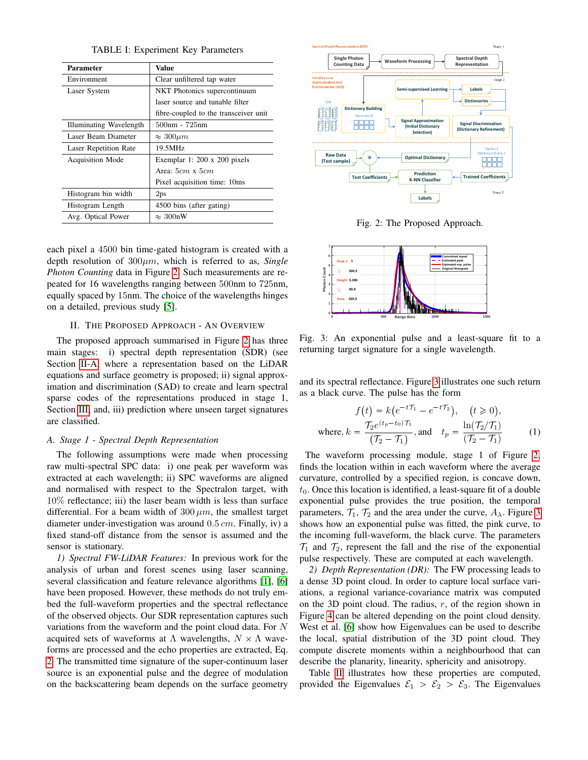TABLE I: Experiment Key Parameters

| Parameter | Value |
|---|---|
| Environment | Clear unfiltered tap water |
| Laser System | NKT Photonics supercontinuum laser source and tunable filter fibre-coupled to the transceiver unit |
| Illuminating Wavelength | 500nm - 725nm |
| Laser Beam Diameter | $\approx 300\mu m$ |
| Laser Repetition Rate | 19.5MHz |
| Acquisition Mode | Exemplar 1: 200 x 200 pixels<br>Area: $5cm$ x $5cm$<br>Pixel acquisition time: 10ms |
| Histogram bin width | 2ps |
| Histogram Length | 4500 bins (after gating) |
| Avg. Optical Power | $\approx$ 300nW |

each pixel a 4500 bin time-gated histogram is created with a depth resolution of $300\mu m$, which is referred to as, *Single Photon Counting* data in Figure 2. Such measurements are repeated for 16 wavelengths ranging between 500nm to 725nm, equally spaced by 15nm. The choice of the wavelengths hinges on a detailed, previous study [5].

## II. The Proposed Approach - An Overview

The proposed approach summarised in Figure 2 has three main stages: i) spectral depth representation (SDR) (see Section II-A) where a representation based on the LiDAR equations and surface geometry is proposed; ii) signal approximation and discrimination (SAD) to create and learn spectral sparse codes of the representations produced in stage 1, Section III; and, iii) prediction where unseen target signatures are classified.

### A. Stage 1 - Spectral Depth Representation

The following assumptions were made when processing raw multi-spectral SPC data: i) one peak per waveform was extracted at each wavelength; ii) SPC waveforms are aligned and normalised with respect to the Spectralon target, with 10% reflectance; iii) the laser beam width is less than surface differential. For a beam width of $300\,\mu m$, the smallest target diameter under-investigation was around $0.5\,cm$. Finally, iv) a fixed stand-off distance from the sensor is assumed and the sensor is stationary.

*1) Spectral FW-LiDAR Features:* In previous work for the analysis of urban and forest scenes using laser scanning, several classification and feature relevance algorithms [1], [6] have been proposed. However, these methods do not truly embed the full-waveform properties and the spectral reflectance of the observed objects. Our SDR representation captures such variations from the waveform and the point cloud data. For $N$ acquired sets of waveforms at $\Lambda$ wavelengths, $N \times \Lambda$ waveforms are processed and the echo properties are extracted, Eq. 2. The transmitted time signature of the super-continuum laser source is an exponential pulse and the degree of modulation on the backscattering beam depends on the surface geometry

Fig. 2: The Proposed Approach.

Fig. 3: An exponential pulse and a least-square fit to a returning target signature for a single wavelength.

and its spectral reflectance. Figure 3 illustrates one such return as a black curve. The pulse has the form

$$f(t) = k(e^{-t\mathcal{T}_1} - e^{-t\mathcal{T}_2}), \quad (t \geqslant 0),$$
$$\text{where, } k = \frac{\mathcal{T}_2 e^{(t_p - t_0)\mathcal{T}_1}}{(\mathcal{T}_2 - \mathcal{T}_1)}, \text{and} \quad t_p = \frac{\ln(\mathcal{T}_2/\mathcal{T}_1)}{(\mathcal{T}_2 - \mathcal{T}_1)} \tag{1}$$

The waveform processing module, stage 1 of Figure 2, finds the location within in each waveform where the average curvature, controlled by a specified region, is concave down, $t_0$. Once this location is identified, a least-square fit of a double exponential pulse provides the true position, the temporal parameters, $\mathcal{T}_1$, $\mathcal{T}_2$ and the area under the curve, $A_\lambda$. Figure 3 shows how an exponential pulse was fitted, the pink curve, to the incoming full-waveform, the black curve. The parameters $\mathcal{T}_1$ and $\mathcal{T}_2$, represent the fall and the rise of the exponential pulse respectively. These are computed at each wavelength.

*2) Depth Representation (DR):* The FW processing leads to a dense 3D point cloud. In order to capture local surface variations, a regional variance-covariance matrix was computed on the 3D point cloud. The radius, $r$, of the region shown in Figure 4 can be altered depending on the point cloud density. West et al. [6] show how Eigenvalues can be used to describe the local, spatial distribution of the 3D point cloud. They compute discrete moments within a neighbourhood that can describe the planarity, linearity, sphericity and anisotropy.

Table II illustrates how these properties are computed, provided the Eigenvalues $\mathcal{E}_1 > \mathcal{E}_2 > \mathcal{E}_3$. The Eigenvalues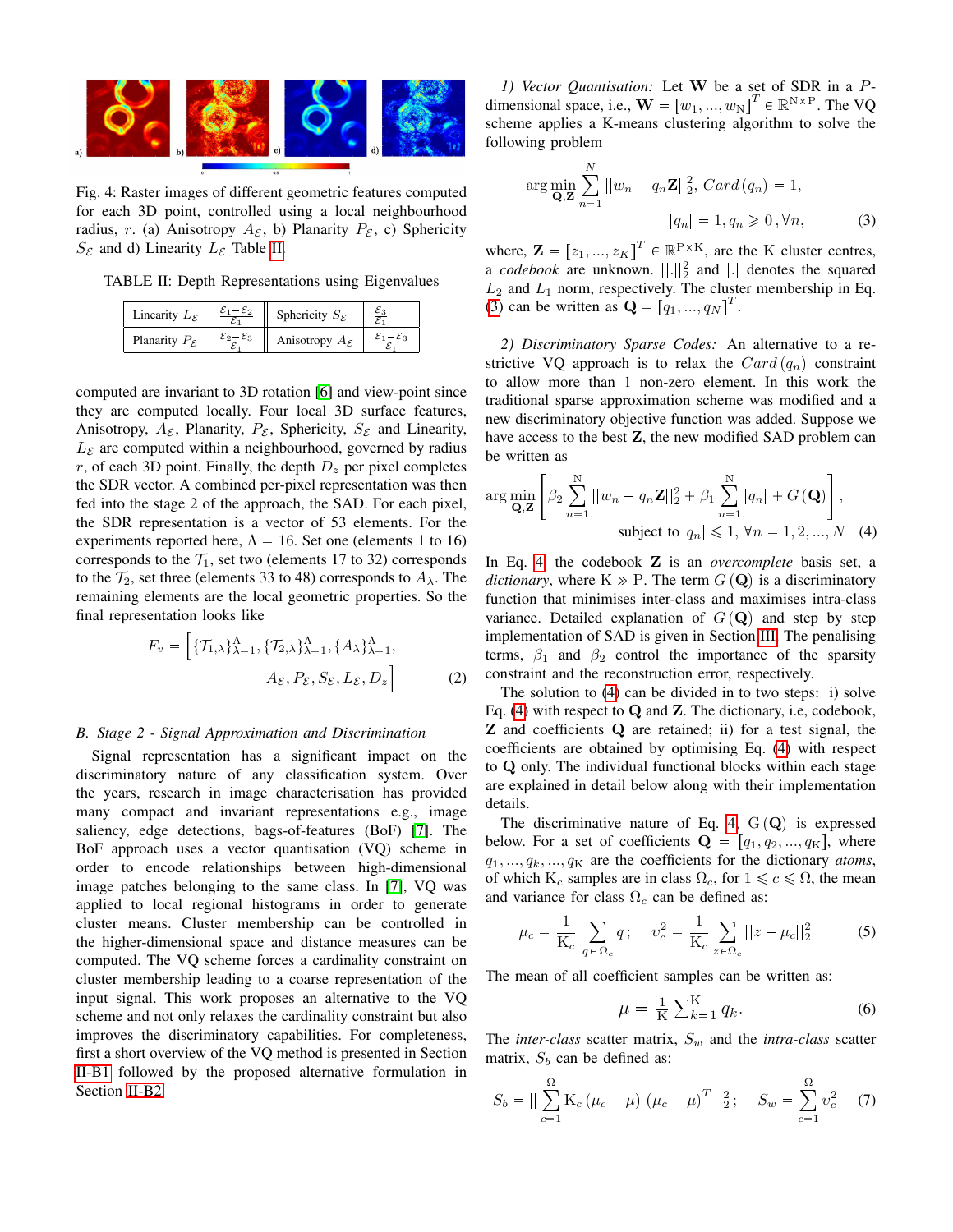Fig. 4: Raster images of different geometric features computed for each 3D point, controlled using a local neighbourhood radius, $r$. (a) Anisotropy $A_{\mathcal{E}}$, b) Planarity $P_{\mathcal{E}}$, c) Sphericity $S_{\mathcal{E}}$ and d) Linearity $L_{\mathcal{E}}$ Table II.

TABLE II: Depth Representations using Eigenvalues

| Linearity $L_{\mathcal{E}}$ | $\frac{\mathcal{E}_1 - \mathcal{E}_2}{\mathcal{E}_1}$ | Sphericity $S_{\mathcal{E}}$ | $\frac{\mathcal{E}_3}{\mathcal{E}_1}$ |
|---|---|---|---|
| Planarity $P_{\mathcal{E}}$ | $\frac{\mathcal{E}_2 - \mathcal{E}_3}{\mathcal{E}_1}$ | Anisotropy $A_{\mathcal{E}}$ | $\frac{\mathcal{E}_1 - \mathcal{E}_3}{\mathcal{E}_1}$ |

computed are invariant to 3D rotation [6] and view-point since they are computed locally. Four local 3D surface features, Anisotropy, $A_{\mathcal{E}}$, Planarity, $P_{\mathcal{E}}$, Sphericity, $S_{\mathcal{E}}$ and Linearity, $L_{\mathcal{E}}$ are computed within a neighbourhood, governed by radius $r$, of each 3D point. Finally, the depth $D_z$ per pixel completes the SDR vector. A combined per-pixel representation was then fed into the stage 2 of the approach, the SAD. For each pixel, the SDR representation is a vector of 53 elements. For the experiments reported here, $\Lambda = 16$. Set one (elements 1 to 16) corresponds to the $\mathcal{T}_1$, set two (elements 17 to 32) corresponds to the $\mathcal{T}_2$, set three (elements 33 to 48) corresponds to $A_\lambda$. The remaining elements are the local geometric properties. So the final representation looks like

$$F_v = \Big[\{\mathcal{T}_{1,\lambda}\}_{\lambda=1}^{\Lambda}, \{\mathcal{T}_{2,\lambda}\}_{\lambda=1}^{\Lambda}, \{A_\lambda\}_{\lambda=1}^{\Lambda}, A_{\mathcal{E}}, P_{\mathcal{E}}, S_{\mathcal{E}}, L_{\mathcal{E}}, D_z\Big] \quad (2)$$

### B. Stage 2 - Signal Approximation and Discrimination

Signal representation has a significant impact on the discriminatory nature of any classification system. Over the years, research in image characterisation has provided many compact and invariant representations e.g., image saliency, edge detections, bags-of-features (BoF) [7]. The BoF approach uses a vector quantisation (VQ) scheme in order to encode relationships between high-dimensional image patches belonging to the same class. In [7], VQ was applied to local regional histograms in order to generate cluster means. Cluster membership can be controlled in the higher-dimensional space and distance measures can be computed. The VQ scheme forces a cardinality constraint on cluster membership leading to a coarse representation of the input signal. This work proposes an alternative to the VQ scheme and not only relaxes the cardinality constraint but also improves the discriminatory capabilities. For completeness, first a short overview of the VQ method is presented in Section II-B1 followed by the proposed alternative formulation in Section II-B2.

*1) Vector Quantisation:* Let $\mathbf{W}$ be a set of SDR in a $P$-dimensional space, i.e., $\mathbf{W} = [w_1, ..., w_{\mathrm{N}}]^T \in \mathbb{R}^{\mathrm{N}\times\mathrm{P}}$. The VQ scheme applies a K-means clustering algorithm to solve the following problem

$$\arg\min_{\mathbf{Q},\mathbf{Z}} \sum_{n=1}^{N} ||w_n - q_n\mathbf{Z}||_2^2,\ Card\,(q_n) = 1, \quad |q_n| = 1, q_n \geqslant 0\,, \forall n, \quad (3)$$

where, $\mathbf{Z} = [z_1, ..., z_K]^T \in \mathbb{R}^{\mathrm{P}\times\mathrm{K}}$, are the K cluster centres, a *codebook* are unknown. $||.||_2^2$ and $|.|$ denotes the squared $L_2$ and $L_1$ norm, respectively. The cluster membership in Eq. (3) can be written as $\mathbf{Q} = [q_1, ..., q_N]^T$.

*2) Discriminatory Sparse Codes:* An alternative to a restrictive VQ approach is to relax the $Card\,(q_n)$ constraint to allow more than 1 non-zero element. In this work the traditional sparse approximation scheme was modified and a new discriminatory objective function was added. Suppose we have access to the best $\mathbf{Z}$, the new modified SAD problem can be written as

$$\arg\min_{\mathbf{Q},\mathbf{Z}} \left[\beta_2 \sum_{n=1}^{\mathrm{N}} ||w_n - q_n\mathbf{Z}||_2^2 + \beta_1 \sum_{n=1}^{\mathrm{N}} |q_n| + G\,(\mathbf{Q})\right], \quad \text{subject to}\, |q_n| \leqslant 1,\ \forall n = 1, 2, ..., N \quad (4)$$

In Eq. 4, the codebook $\mathbf{Z}$ is an *overcomplete* basis set, a *dictionary*, where $\mathrm{K} \gg \mathrm{P}$. The term $G\,(\mathbf{Q})$ is a discriminatory function that minimises inter-class and maximises intra-class variance. Detailed explanation of $G\,(\mathbf{Q})$ and step by step implementation of SAD is given in Section III. The penalising terms, $\beta_1$ and $\beta_2$ control the importance of the sparsity constraint and the reconstruction error, respectively.

The solution to (4) can be divided in to two steps: i) solve Eq. (4) with respect to $\mathbf{Q}$ and $\mathbf{Z}$. The dictionary, i.e, codebook, $\mathbf{Z}$ and coefficients $\mathbf{Q}$ are retained; ii) for a test signal, the coefficients are obtained by optimising Eq. (4) with respect to $\mathbf{Q}$ only. The individual functional blocks within each stage are explained in detail below along with their implementation details.

The discriminative nature of Eq. 4, $\mathrm{G}\,(\mathbf{Q})$ is expressed below. For a set of coefficients $\mathbf{Q} = [q_1, q_2, ..., q_{\mathrm{K}}]$, where $q_1, ..., q_k, ..., q_{\mathrm{K}}$ are the coefficients for the dictionary *atoms*, of which $\mathrm{K}_c$ samples are in class $\Omega_c$, for $1 \leqslant c \leqslant \Omega$, the mean and variance for class $\Omega_c$ can be defined as:

$$\mu_c = \frac{1}{\mathrm{K}_c} \sum_{q\,\in\,\Omega_c} q\,; \quad v_c^2 = \frac{1}{\mathrm{K}_c} \sum_{z\,\in\,\Omega_c} ||z - \mu_c||_2^2 \quad (5)$$

The mean of all coefficient samples can be written as:

$$\mu = \tfrac{1}{\mathrm{K}} \textstyle\sum_{k=1}^{\mathrm{K}} q_k. \quad (6)$$

The *inter-class* scatter matrix, $S_w$ and the *intra-class* scatter matrix, $S_b$ can be defined as:

$$S_b = || \sum_{c=1}^{\Omega} \mathrm{K}_c\,(\mu_c - \mu)\,(\mu_c - \mu)^T ||_2^2\,; \quad S_w = \sum_{c=1}^{\Omega} v_c^2 \quad (7)$$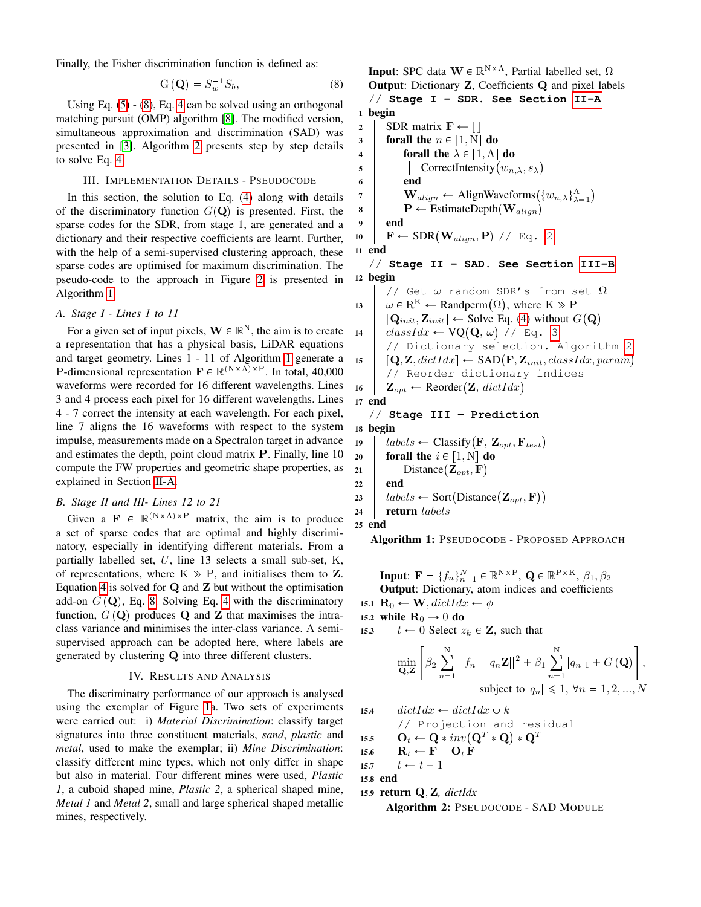Finally, the Fisher discrimination function is defined as:

$$\mathrm{G}(\mathbf{Q}) = S_w^{-1} S_b, \tag{8}$$

Using Eq. (5) - (8), Eq. 4 can be solved using an orthogonal matching pursuit (OMP) algorithm [8]. The modified version, simultaneous approximation and discrimination (SAD) was presented in [3]. Algorithm 2 presents step by step details to solve Eq. 4

## III. Implementation Details - Pseudocode

In this section, the solution to Eq. (4) along with details of the discriminatory function $G(\mathbf{Q})$ is presented. First, the sparse codes for the SDR, from stage 1, are generated and a dictionary and their respective coefficients are learnt. Further, with the help of a semi-supervised clustering approach, these sparse codes are optimised for maximum discrimination. The pseudo-code to the approach in Figure 2 is presented in Algorithm 1.

### A. Stage I - Lines 1 to 11

For a given set of input pixels, $\mathbf{W} \in \mathbb{R}^{\mathrm{N}}$, the aim is to create a representation that has a physical basis, LiDAR equations and target geometry. Lines 1 - 11 of Algorithm 1 generate a P-dimensional representation $\mathbf{F} \in \mathbb{R}^{(\mathrm{N} \times \Lambda) \times \mathrm{P}}$. In total, 40,000 waveforms were recorded for 16 different wavelengths. Lines 3 and 4 process each pixel for 16 different wavelengths. Lines 4 - 7 correct the intensity at each wavelength. For each pixel, line 7 aligns the 16 waveforms with respect to the system impulse, measurements made on a Spectralon target in advance and estimates the depth, point cloud matrix $\mathbf{P}$. Finally, line 10 compute the FW properties and geometric shape properties, as explained in Section II-A.

### B. Stage II and III- Lines 12 to 21

Given a $\mathbf{F} \in \mathbb{R}^{(\mathrm{N} \times \Lambda) \times \mathrm{P}}$ matrix, the aim is to produce a set of sparse codes that are optimal and highly discriminatory, especially in identifying different materials. From a partially labelled set, $U$, line 13 selects a small sub-set, K, of representations, where $\mathrm{K} \gg \mathrm{P}$, and initialises them to $\mathbf{Z}$. Equation 4 is solved for $\mathbf{Q}$ and $\mathbf{Z}$ but without the optimisation add-on $G(\mathbf{Q})$, Eq. 8. Solving Eq. 4 with the discriminatory function, $G(\mathbf{Q})$ produces $\mathbf{Q}$ and $\mathbf{Z}$ that maximises the intra-class variance and minimises the inter-class variance. A semi-supervised approach can be adopted here, where labels are generated by clustering $\mathbf{Q}$ into three different clusters.

## IV. Results and Analysis

The discriminatory performance of our approach is analysed using the exemplar of Figure 1a. Two sets of experiments were carried out: i) *Material Discrimination*: classify target signatures into three constituent materials, *sand*, *plastic* and *metal*, used to make the exemplar; ii) *Mine Discrimination*: classify different mine types, which not only differ in shape but also in material. Four different mines were used, *Plastic 1*, a cuboid shaped mine, *Plastic 2*, a spherical shaped mine, *Metal 1* and *Metal 2*, small and large spherical shaped metallic mines, respectively.

```
Input: SPC data W ∈ R^{N×Λ}, Partial labelled set, Ω
Output: Dictionary Z, Coefficients Q and pixel labels
   // Stage I - SDR. See Section II-A
1  begin
2      SDR matrix F ← [ ]
3      forall the n ∈ [1, N] do
4          forall the λ ∈ [1, Λ] do
5              CorrectIntensity(w_{n,λ}, s_λ)
6          end
7          W_align ← AlignWaveforms({w_{n,λ}}_{λ=1}^{Λ})
8          P ← EstimateDepth(W_align)
9      end
10     F ← SDR(W_align, P) // Eq. 2
11 end
   // Stage II - SAD. See Section III-B
12 begin
       // Get ω random SDR's from set Ω
13     ω ∈ R^K ← Randperm(Ω), where K ≫ P
       [Q_init, Z_init] ← Solve Eq. (4) without G(Q)
14     classIdx ← VQ(Q, ω) // Eq. 3
       // Dictionary selection. Algorithm 2
15     [Q, Z, dictIdx] ← SAD(F, Z_init, classIdx, param)
       // Reorder dictionary indices
16     Z_opt ← Reorder(Z, dictIdx)
17 end
   // Stage III - Prediction
18 begin
19     labels ← Classify(F, Z_opt, F_test)
20     forall the i ∈ [1, N] do
21         Distance(Z_opt, F)
22     end
23     labels ← Sort(Distance(Z_opt, F))
24     return labels
25 end
```

**Algorithm 1:** Pseudocode - Proposed Approach

```
Input: F = {f_n}_{n=1}^{N} ∈ R^{N×P}, Q ∈ R^{P×K}, β1, β2
Output: Dictionary, atom indices and coefficients
15.1 R_0 ← W, dictIdx ← φ
15.2 while R_0 → 0 do
15.3     t ← 0 Select z_k ∈ Z, such that
             min_{Q,Z} [ β2 Σ_{n=1}^{N} ||f_n − q_n Z||^2 + β1 Σ_{n=1}^{N} |q_n|_1 + G(Q) ],
             subject to |q_n| ≤ 1, ∀n = 1, 2, ..., N
15.4     dictIdx ← dictIdx ∪ k
         // Projection and residual
15.5     O_t ← Q * inv(Q^T * Q) * Q^T
15.6     R_t ← F − O_t F
15.7     t ← t + 1
15.8 end
15.9 return Q, Z, dictIdx
```

**Algorithm 2:** Pseudocode - SAD Module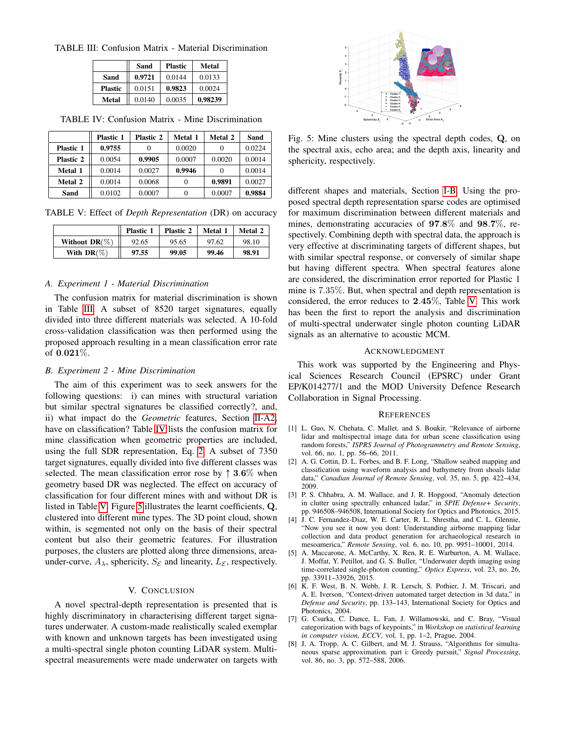TABLE III: Confusion Matrix - Material Discrimination

| | Sand | Plastic | Metal |
|---|---|---|---|
| **Sand** | **0.9721** | 0.0144 | 0.0133 |
| **Plastic** | 0.0151 | **0.9823** | 0.0024 |
| **Metal** | 0.0140 | 0.0035 | **0.98239** |

TABLE IV: Confusion Matrix - Mine Discrimination

| | Plastic 1 | Plastic 2 | Metal 1 | Metal 2 | Sand |
|---|---|---|---|---|---|
| **Plastic 1** | **0.9755** | 0 | 0.0020 | 0 | 0.0224 |
| **Plastic 2** | 0.0054 | **0.9905** | 0.0007 | 0.0020 | 0.0014 |
| **Metal 1** | 0.0014 | 0.0027 | **0.9946** | 0 | 0.0014 |
| **Metal 2** | 0.0014 | 0.0068 | 0 | **0.9891** | 0.0027 |
| **Sand** | 0.0102 | 0.0007 | 0 | 0.0007 | **0.9884** |

TABLE V: Effect of *Depth Representation* (DR) on accuracy

| | Plastic 1 | Plastic 2 | Metal 1 | Metal 2 |
|---|---|---|---|---|
| **Without DR**(%) | 92.65 | 95.65 | 97.62 | 98.10 |
| **With DR**(%) | **97.55** | **99.05** | **99.46** | **98.91** |

### A. Experiment 1 - Material Discrimination

The confusion matrix for material discrimination is shown in Table III. A subset of 8520 target signatures, equally divided into three different materials was selected. A 10-fold cross-validation classification was then performed using the proposed approach resulting in a mean classification error rate of $\mathbf{0.021}\%$.

### B. Experiment 2 - Mine Discrimination

The aim of this experiment was to seek answers for the following questions: i) can mines with structural variation but similar spectral signatures be classified correctly?, and, ii) what impact do the *Geometric* features, Section II-A2, have on classification? Table IV lists the confusion matrix for mine classification when geometric properties are included, using the full SDR representation, Eq. 2. A subset of 7350 target signatures, equally divided into five different classes was selected. The mean classification error rose by $\uparrow \mathbf{3.6}\%$ when geometry based DR was neglected. The effect on accuracy of classification for four different mines with and without DR is listed in Table V. Figure 5 illustrates the learnt coefficients, $\mathbf{Q}$, clustered into different mine types. The 3D point cloud, shown within, is segmented not only on the basis of their spectral content but also their geometric features. For illustration purposes, the clusters are plotted along three dimensions, area-under-curve, $A_\lambda$, sphericity, $S_\mathcal{E}$ and linearity, $L_\mathcal{E}$, respectively.

## V. Conclusion

A novel spectral-depth representation is presented that is highly discriminatory in characterising different target signatures underwater. A custom-made realistically scaled exemplar with known and unknown targets has been investigated using a multi-spectral single photon counting LiDAR system. Multi-spectral measurements were made underwater on targets with different shapes and materials, Section I-B. Using the proposed spectral depth representation sparse codes are optimised for maximum discrimination between different materials and mines, demonstrating accuracies of $\mathbf{97.8}\%$ and $\mathbf{98.7}\%$, respectively. Combining depth with spectral data, the approach is very effective at discriminating targets of different shapes, but with similar spectral response, or conversely of similar shape but having different spectra. When spectral features alone are considered, the discrimination error reported for Plastic 1 mine is $7.35\%$. But, when spectral and depth representation is considered, the error reduces to $\mathbf{2.45}\%$, Table V. This work has been the first to report the analysis and discrimination of multi-spectral underwater single photon counting LiDAR signals as an alternative to acoustic MCM.

Planarity $P_\mathcal{E}$
Sphericity $S_\mathcal{E}$
Echo Area $A_\lambda$
Cluster 1
Cluster 2
Cluster 3
Cluster 4
Cluster 5
Cluster 6

Fig. 5: Mine clusters using the spectral depth codes, $\mathbf{Q}$, on the spectral axis, echo area; and the depth axis, linearity and sphericity, respectively.

## Acknowledgment

This work was supported by the Engineering and Physical Sciences Research Council (EPSRC) under Grant EP/K014277/1 and the MOD University Defence Research Collaboration in Signal Processing.

## References

[1] L. Guo, N. Chehata, C. Mallet, and S. Boukir, "Relevance of airborne lidar and multispectral image data for urban scene classification using random forests," *ISPRS Journal of Photogrammetry and Remote Sensing*, vol. 66, no. 1, pp. 56–66, 2011.

[2] A. G. Cottin, D. L. Forbes, and B. F. Long, "Shallow seabed mapping and classification using waveform analysis and bathymetry from shoals lidar data," *Canadian Journal of Remote Sensing*, vol. 35, no. 5, pp. 422–434, 2009.

[3] P. S. Chhabra, A. M. Wallace, and J. R. Hopgood, "Anomaly detection in clutter using spectrally enhanced ladar," in *SPIE Defense+ Security*, pp. 946508–946508, International Society for Optics and Photonics, 2015.

[4] J. C. Fernandez-Diaz, W. E. Carter, R. L. Shrestha, and C. L. Glennie, "Now you see it now you dont: Understanding airborne mapping lidar collection and data product generation for archaeological research in mesoamerica," *Remote Sensing*, vol. 6, no. 10, pp. 9951–10001, 2014.

[5] A. Maccarone, A. McCarthy, X. Ren, R. E. Warburton, A. M. Wallace, J. Moffat, Y. Petillot, and G. S. Buller, "Underwater depth imaging using time-correlated single-photon counting," *Optics Express*, vol. 23, no. 26, pp. 33911–33926, 2015.

[6] K. F. West, B. N. Webb, J. R. Lersch, S. Pothier, J. M. Triscari, and A. E. Iverson, "Context-driven automated target detection in 3d data," in *Defense and Security*, pp. 133–143, International Society for Optics and Photonics, 2004.

[7] G. Csurka, C. Dance, L. Fan, J. Willamowski, and C. Bray, "Visual categorization with bags of keypoints," in *Workshop on statistical learning in computer vision, ECCV*, vol. 1, pp. 1–2, Prague, 2004.

[8] J. A. Tropp, A. C. Gilbert, and M. J. Strauss, "Algorithms for simultaneous sparse approximation. part i: Greedy pursuit," *Signal Processing*, vol. 86, no. 3, pp. 572–588, 2006.